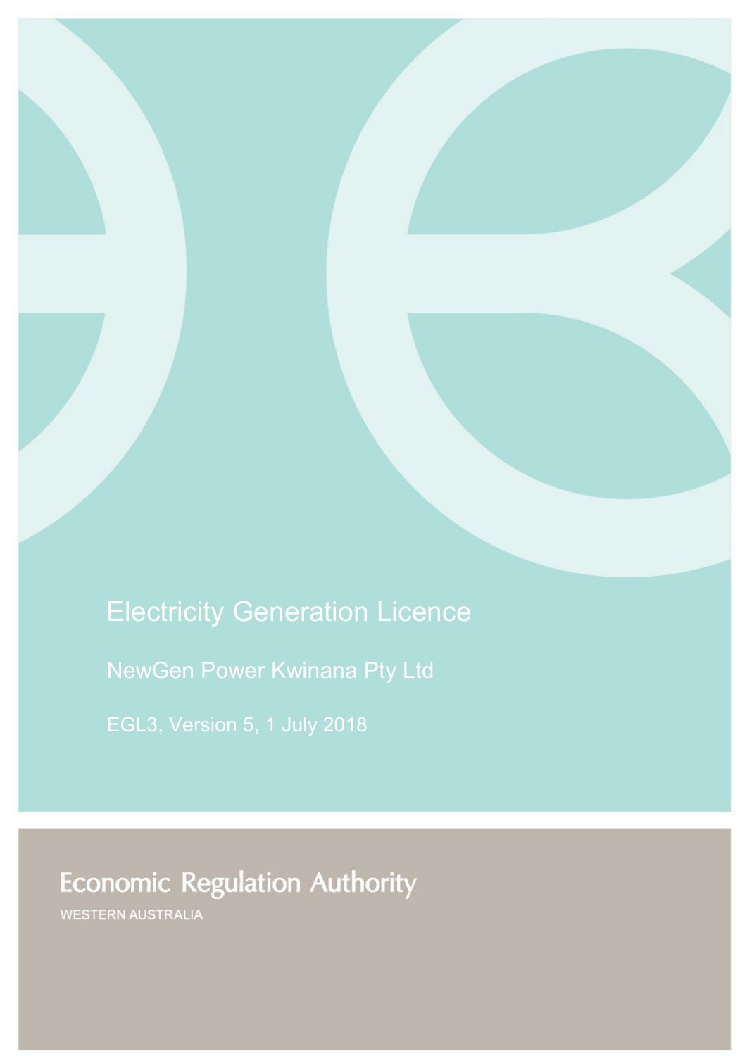# Electricity Generation Licence

## NewGen Power Kwinana Pty Ltd

EGL3, Version 5, 1 July 2018

Economic Regulation Authority

WESTERN AUSTRALIA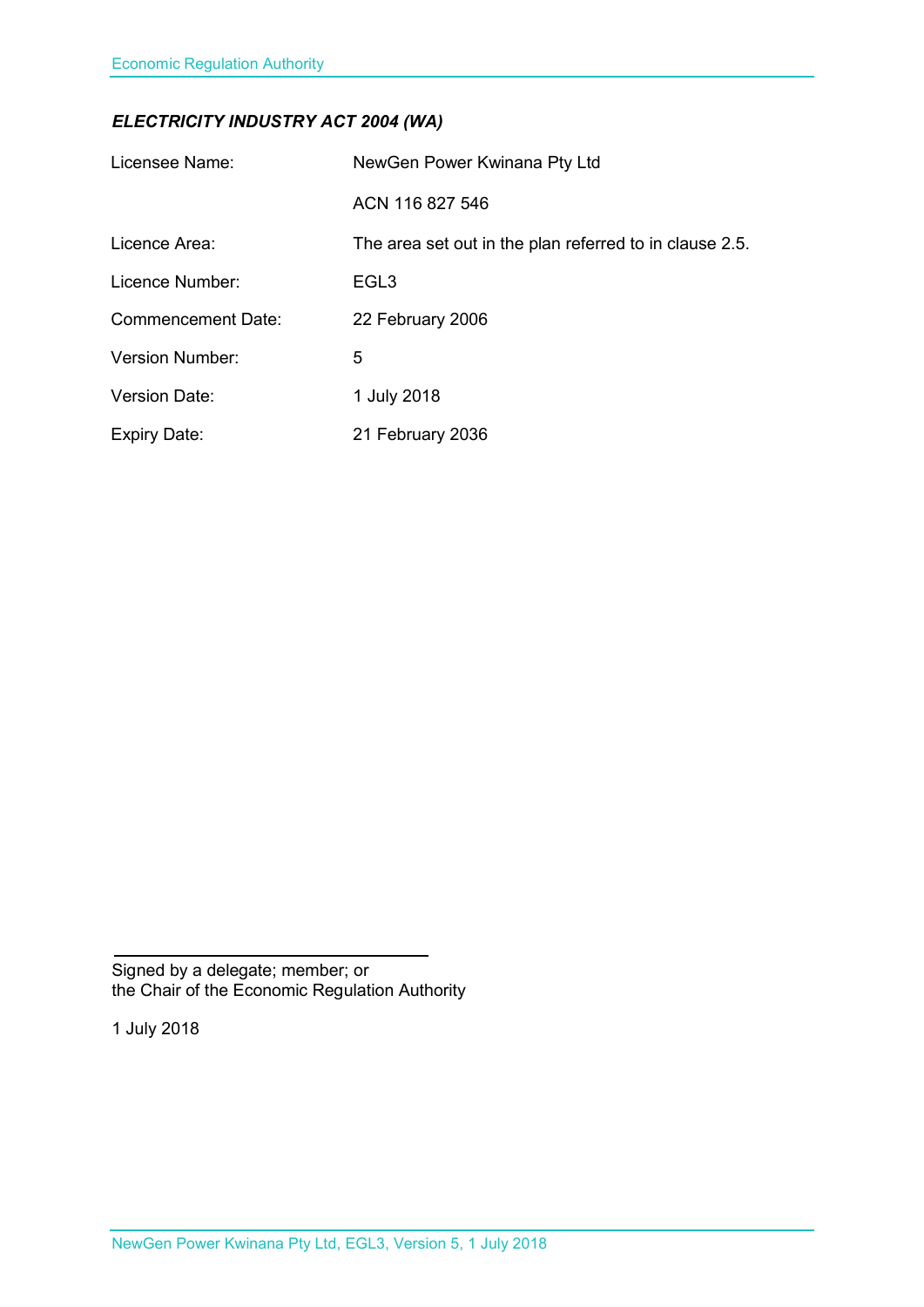***ELECTRICITY INDUSTRY ACT 2004 (WA)***

| | |
|---|---|
| Licensee Name: | NewGen Power Kwinana Pty Ltd |
| | ACN 116 827 546 |
| Licence Area: | The area set out in the plan referred to in clause 2.5. |
| Licence Number: | EGL3 |
| Commencement Date: | 22 February 2006 |
| Version Number: | 5 |
| Version Date: | 1 July 2018 |
| Expiry Date: | 21 February 2036 |

\_\_\_\_\_\_\_\_\_\_\_\_\_\_\_\_\_\_\_\_\_\_\_\_\_\_\_\_\_\_\_\_\_\_

Signed by a delegate; member; or
the Chair of the Economic Regulation Authority

1 July 2018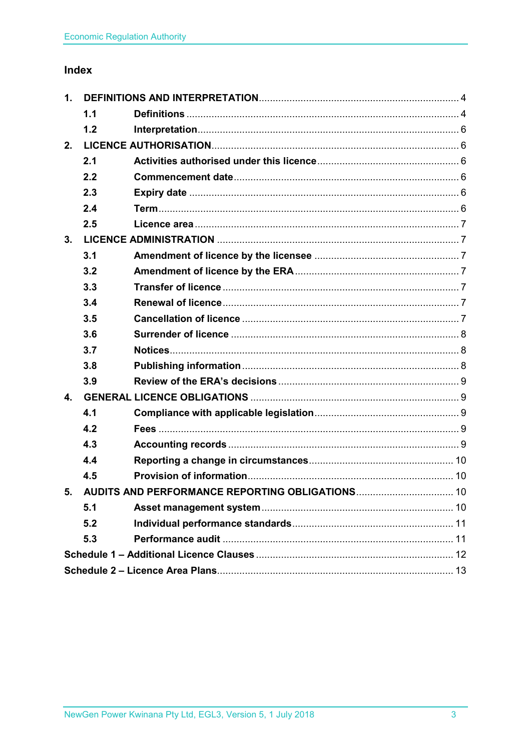## Index

| | | |
|---|---|---|
| **1.** | **DEFINITIONS AND INTERPRETATION** | 4 |
| **1.1** | **Definitions** | 4 |
| **1.2** | **Interpretation** | 6 |
| **2.** | **LICENCE AUTHORISATION** | 6 |
| **2.1** | **Activities authorised under this licence** | 6 |
| **2.2** | **Commencement date** | 6 |
| **2.3** | **Expiry date** | 6 |
| **2.4** | **Term** | 6 |
| **2.5** | **Licence area** | 7 |
| **3.** | **LICENCE ADMINISTRATION** | 7 |
| **3.1** | **Amendment of licence by the licensee** | 7 |
| **3.2** | **Amendment of licence by the ERA** | 7 |
| **3.3** | **Transfer of licence** | 7 |
| **3.4** | **Renewal of licence** | 7 |
| **3.5** | **Cancellation of licence** | 7 |
| **3.6** | **Surrender of licence** | 8 |
| **3.7** | **Notices** | 8 |
| **3.8** | **Publishing information** | 8 |
| **3.9** | **Review of the ERA's decisions** | 9 |
| **4.** | **GENERAL LICENCE OBLIGATIONS** | 9 |
| **4.1** | **Compliance with applicable legislation** | 9 |
| **4.2** | **Fees** | 9 |
| **4.3** | **Accounting records** | 9 |
| **4.4** | **Reporting a change in circumstances** | 10 |
| **4.5** | **Provision of information** | 10 |
| **5.** | **AUDITS AND PERFORMANCE REPORTING OBLIGATIONS** | 10 |
| **5.1** | **Asset management system** | 10 |
| **5.2** | **Individual performance standards** | 11 |
| **5.3** | **Performance audit** | 11 |
| **Schedule 1 – Additional Licence Clauses** | | 12 |
| **Schedule 2 – Licence Area Plans** | | 13 |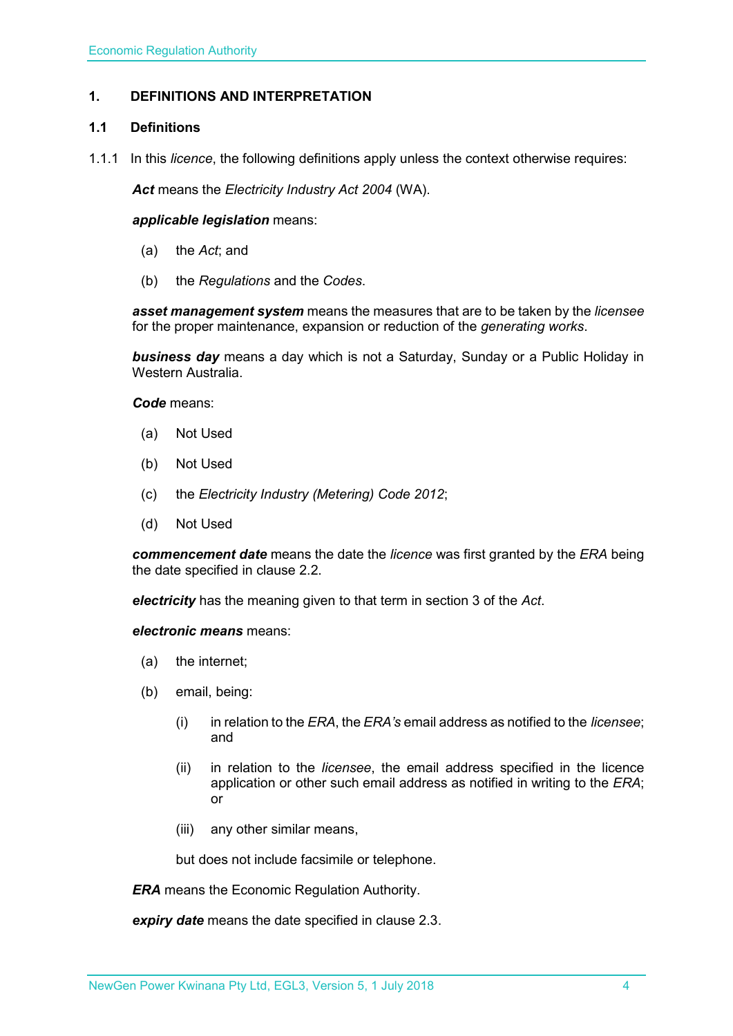# 1. DEFINITIONS AND INTERPRETATION

## 1.1 Definitions

1.1.1 In this *licence*, the following definitions apply unless the context otherwise requires:

***Act*** means the *Electricity Industry Act 2004* (WA).

***applicable legislation*** means:

(a) the *Act*; and

(b) the *Regulations* and the *Codes*.

***asset management system*** means the measures that are to be taken by the *licensee* for the proper maintenance, expansion or reduction of the *generating works*.

***business day*** means a day which is not a Saturday, Sunday or a Public Holiday in Western Australia.

***Code*** means:

(a) Not Used

(b) Not Used

(c) the *Electricity Industry (Metering) Code 2012*;

(d) Not Used

***commencement date*** means the date the *licence* was first granted by the *ERA* being the date specified in clause 2.2.

***electricity*** has the meaning given to that term in section 3 of the *Act*.

***electronic means*** means:

(a) the internet;

(b) email, being:

(i) in relation to the *ERA*, the *ERA's* email address as notified to the *licensee*; and

(ii) in relation to the *licensee*, the email address specified in the licence application or other such email address as notified in writing to the *ERA*; or

(iii) any other similar means,

but does not include facsimile or telephone.

***ERA*** means the Economic Regulation Authority.

***expiry date*** means the date specified in clause 2.3.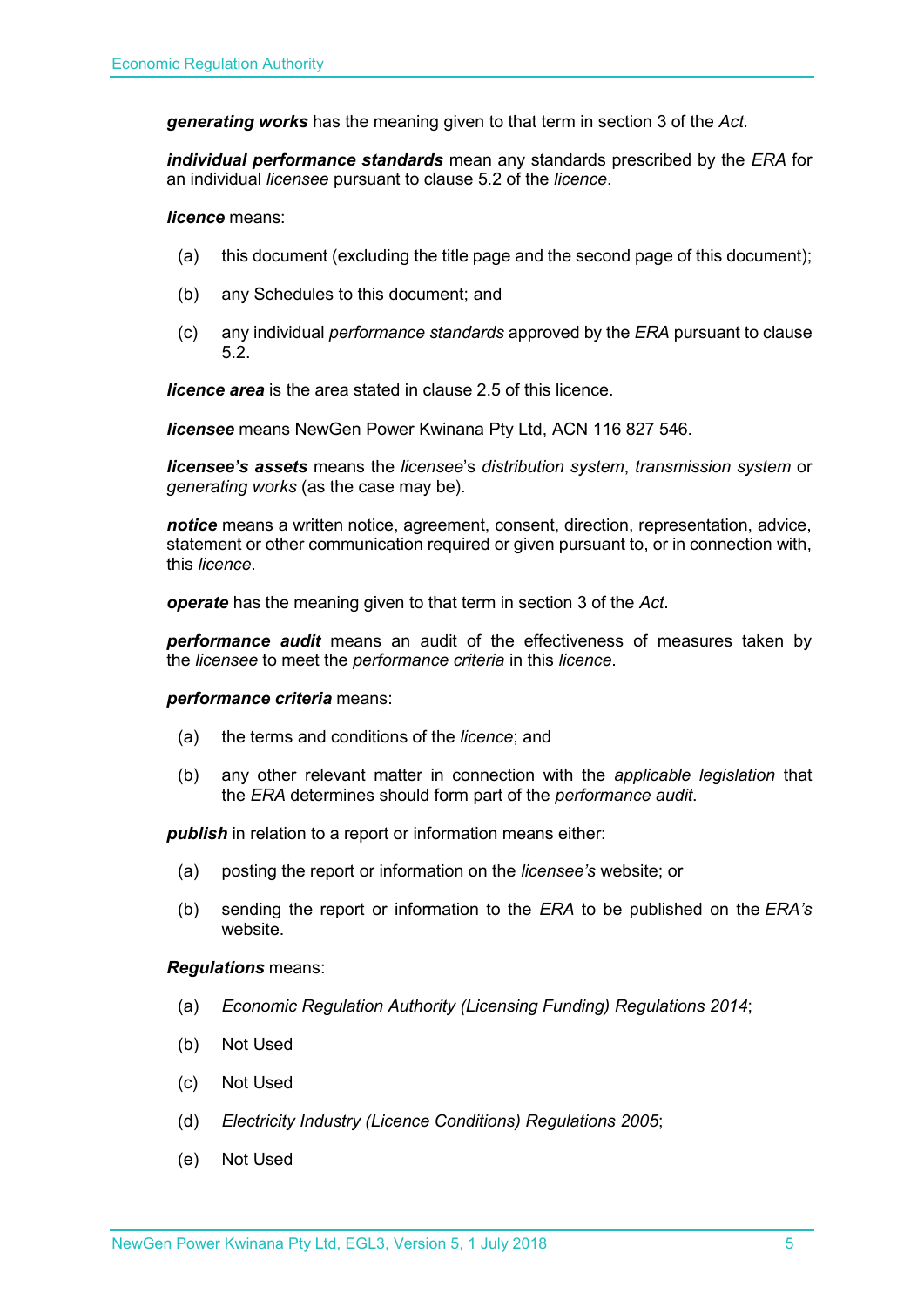***generating works*** has the meaning given to that term in section 3 of the *Act.*

***individual performance standards*** mean any standards prescribed by the *ERA* for an individual *licensee* pursuant to clause 5.2 of the *licence*.

***licence*** means:

(a) this document (excluding the title page and the second page of this document);

(b) any Schedules to this document; and

(c) any individual *performance standards* approved by the *ERA* pursuant to clause 5.2.

***licence area*** is the area stated in clause 2.5 of this licence.

***licensee*** means NewGen Power Kwinana Pty Ltd, ACN 116 827 546.

***licensee's assets*** means the *licensee*'s *distribution system*, *transmission system* or *generating works* (as the case may be).

***notice*** means a written notice, agreement, consent, direction, representation, advice, statement or other communication required or given pursuant to, or in connection with, this *licence*.

***operate*** has the meaning given to that term in section 3 of the *Act*.

***performance audit*** means an audit of the effectiveness of measures taken by the *licensee* to meet the *performance criteria* in this *licence*.

***performance criteria*** means:

(a) the terms and conditions of the *licence*; and

(b) any other relevant matter in connection with the *applicable legislation* that the *ERA* determines should form part of the *performance audit*.

***publish*** in relation to a report or information means either:

(a) posting the report or information on the *licensee's* website; or

(b) sending the report or information to the *ERA* to be published on the *ERA's* website.

***Regulations*** means:

(a) *Economic Regulation Authority (Licensing Funding) Regulations 2014*;

(b) Not Used

(c) Not Used

(d) *Electricity Industry (Licence Conditions) Regulations 2005*;

(e) Not Used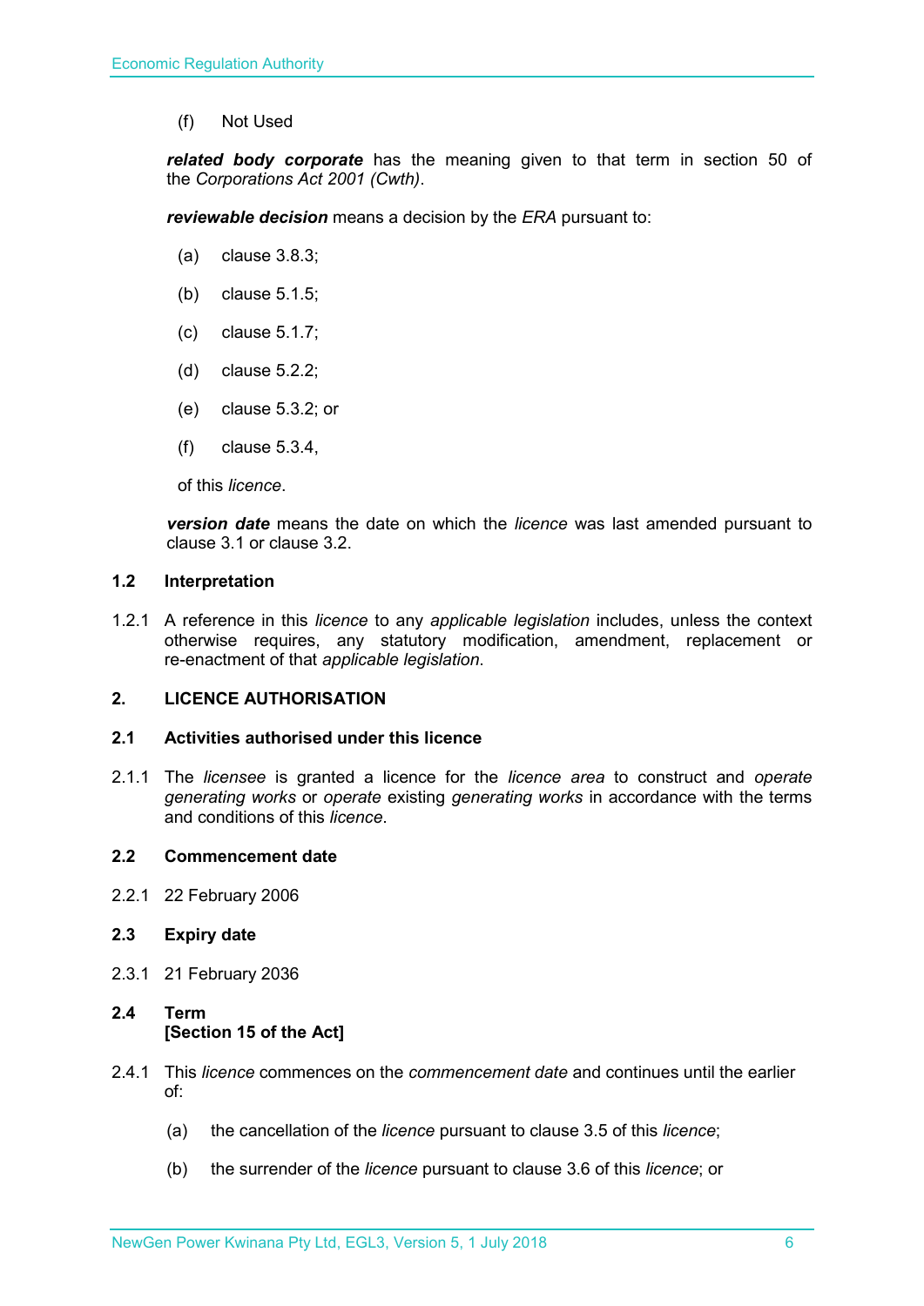(f) Not Used

***related body corporate*** has the meaning given to that term in section 50 of the *Corporations Act 2001 (Cwth)*.

***reviewable decision*** means a decision by the *ERA* pursuant to:

(a) clause 3.8.3;

(b) clause 5.1.5;

(c) clause 5.1.7;

(d) clause 5.2.2;

(e) clause 5.3.2; or

(f) clause 5.3.4,

of this *licence*.

***version date*** means the date on which the *licence* was last amended pursuant to clause 3.1 or clause 3.2.

### 1.2 Interpretation

1.2.1 A reference in this *licence* to any *applicable legislation* includes, unless the context otherwise requires, any statutory modification, amendment, replacement or re-enactment of that *applicable legislation*.

## 2. LICENCE AUTHORISATION

### 2.1 Activities authorised under this licence

2.1.1 The *licensee* is granted a licence for the *licence area* to construct and *operate generating works* or *operate* existing *generating works* in accordance with the terms and conditions of this *licence*.

### 2.2 Commencement date

2.2.1 22 February 2006

### 2.3 Expiry date

2.3.1 21 February 2036

### 2.4 Term [Section 15 of the Act]

2.4.1 This *licence* commences on the *commencement date* and continues until the earlier of:

(a) the cancellation of the *licence* pursuant to clause 3.5 of this *licence*;

(b) the surrender of the *licence* pursuant to clause 3.6 of this *licence*; or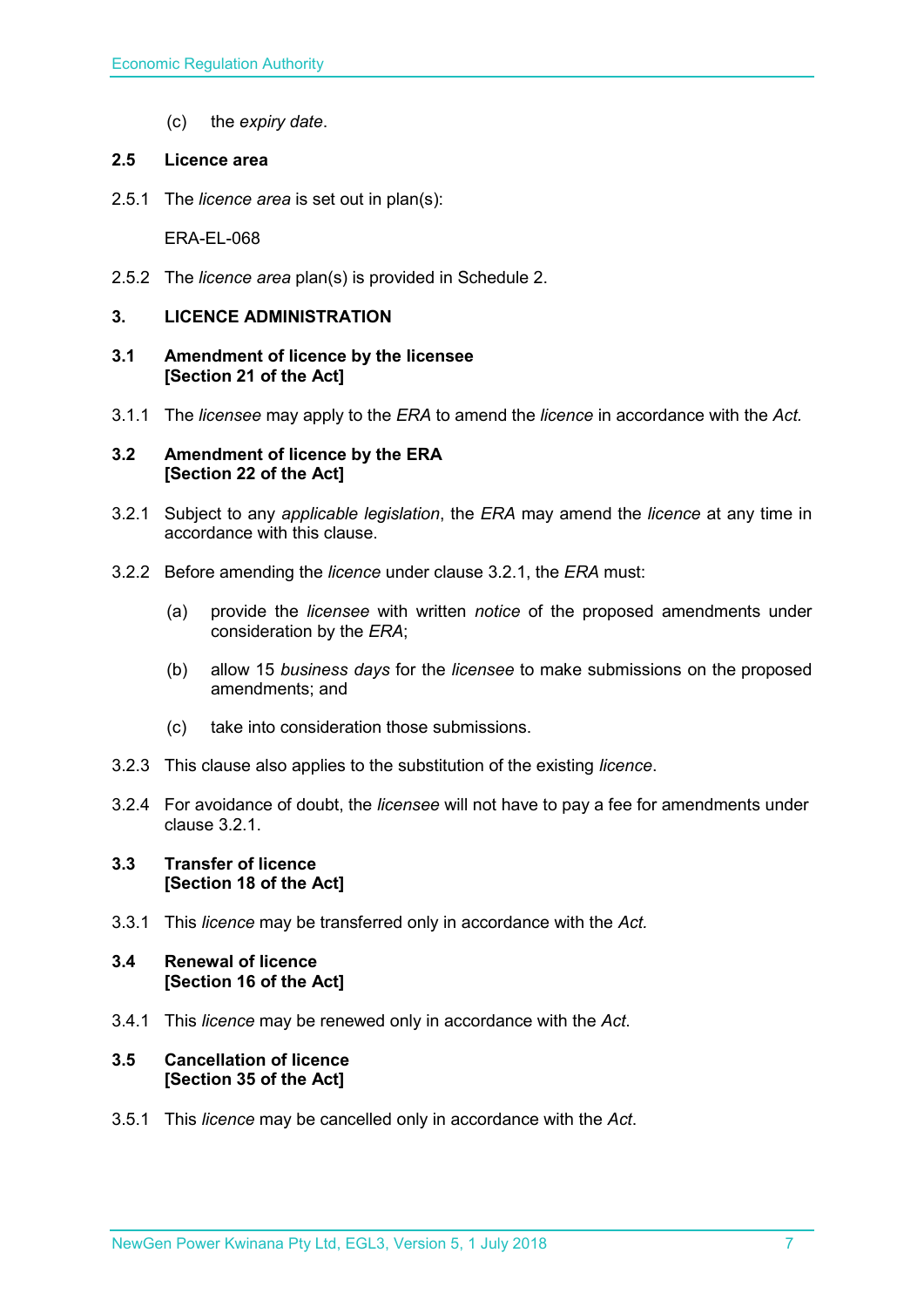(c) the *expiry date*.

### 2.5 Licence area

2.5.1 The *licence area* is set out in plan(s):

ERA-EL-068

2.5.2 The *licence area* plan(s) is provided in Schedule 2.

## 3. LICENCE ADMINISTRATION

### 3.1 Amendment of licence by the licensee [Section 21 of the Act]

3.1.1 The *licensee* may apply to the *ERA* to amend the *licence* in accordance with the *Act.*

### 3.2 Amendment of licence by the ERA [Section 22 of the Act]

3.2.1 Subject to any *applicable legislation*, the *ERA* may amend the *licence* at any time in accordance with this clause.

3.2.2 Before amending the *licence* under clause 3.2.1, the *ERA* must:

(a) provide the *licensee* with written *notice* of the proposed amendments under consideration by the *ERA*;

(b) allow 15 *business days* for the *licensee* to make submissions on the proposed amendments; and

(c) take into consideration those submissions.

3.2.3 This clause also applies to the substitution of the existing *licence*.

3.2.4 For avoidance of doubt, the *licensee* will not have to pay a fee for amendments under clause 3.2.1.

### 3.3 Transfer of licence [Section 18 of the Act]

3.3.1 This *licence* may be transferred only in accordance with the *Act.*

### 3.4 Renewal of licence [Section 16 of the Act]

3.4.1 This *licence* may be renewed only in accordance with the *Act*.

### 3.5 Cancellation of licence [Section 35 of the Act]

3.5.1 This *licence* may be cancelled only in accordance with the *Act*.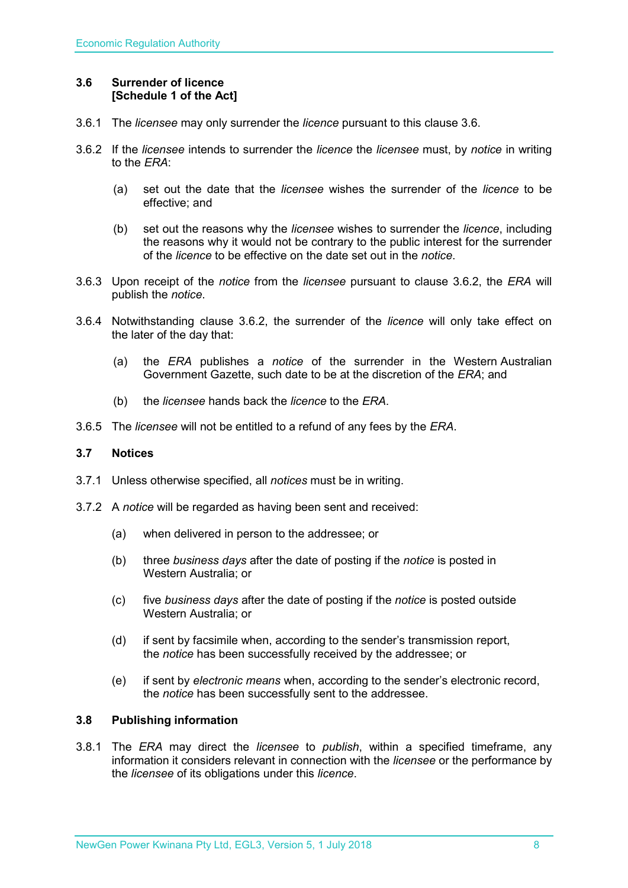### 3.6 Surrender of licence [Schedule 1 of the Act]

3.6.1 The *licensee* may only surrender the *licence* pursuant to this clause 3.6.

3.6.2 If the *licensee* intends to surrender the *licence* the *licensee* must, by *notice* in writing to the *ERA*:

(a) set out the date that the *licensee* wishes the surrender of the *licence* to be effective; and

(b) set out the reasons why the *licensee* wishes to surrender the *licence*, including the reasons why it would not be contrary to the public interest for the surrender of the *licence* to be effective on the date set out in the *notice*.

3.6.3 Upon receipt of the *notice* from the *licensee* pursuant to clause 3.6.2, the *ERA* will publish the *notice*.

3.6.4 Notwithstanding clause 3.6.2, the surrender of the *licence* will only take effect on the later of the day that:

(a) the *ERA* publishes a *notice* of the surrender in the Western Australian Government Gazette, such date to be at the discretion of the *ERA*; and

(b) the *licensee* hands back the *licence* to the *ERA*.

3.6.5 The *licensee* will not be entitled to a refund of any fees by the *ERA*.

### 3.7 Notices

3.7.1 Unless otherwise specified, all *notices* must be in writing.

3.7.2 A *notice* will be regarded as having been sent and received:

(a) when delivered in person to the addressee; or

(b) three *business days* after the date of posting if the *notice* is posted in Western Australia; or

(c) five *business days* after the date of posting if the *notice* is posted outside Western Australia; or

(d) if sent by facsimile when, according to the sender's transmission report, the *notice* has been successfully received by the addressee; or

(e) if sent by *electronic means* when, according to the sender's electronic record, the *notice* has been successfully sent to the addressee.

### 3.8 Publishing information

3.8.1 The *ERA* may direct the *licensee* to *publish*, within a specified timeframe, any information it considers relevant in connection with the *licensee* or the performance by the *licensee* of its obligations under this *licence*.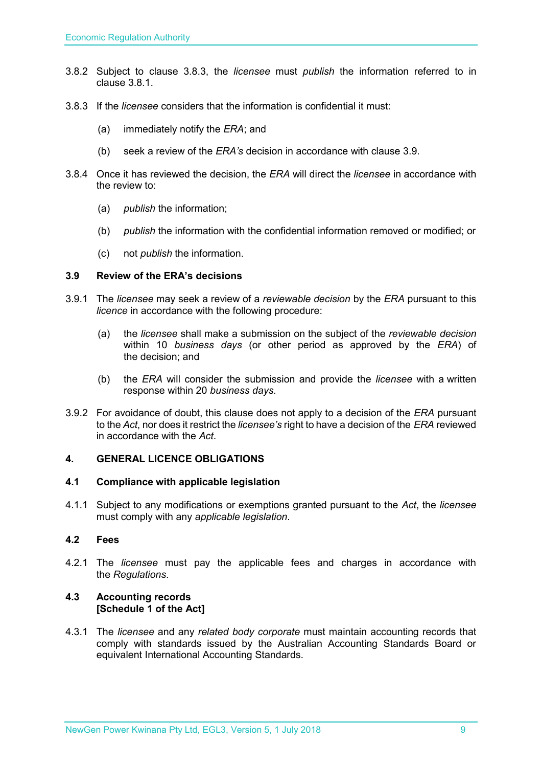3.8.2 Subject to clause 3.8.3, the *licensee* must *publish* the information referred to in clause 3.8.1.

3.8.3 If the *licensee* considers that the information is confidential it must:

(a) immediately notify the *ERA*; and

(b) seek a review of the *ERA's* decision in accordance with clause 3.9.

3.8.4 Once it has reviewed the decision, the *ERA* will direct the *licensee* in accordance with the review to:

(a) *publish* the information;

(b) *publish* the information with the confidential information removed or modified; or

(c) not *publish* the information.

### 3.9 Review of the ERA's decisions

3.9.1 The *licensee* may seek a review of a *reviewable decision* by the *ERA* pursuant to this *licence* in accordance with the following procedure:

(a) the *licensee* shall make a submission on the subject of the *reviewable decision* within 10 *business days* (or other period as approved by the *ERA*) of the decision; and

(b) the *ERA* will consider the submission and provide the *licensee* with a written response within 20 *business days*.

3.9.2 For avoidance of doubt, this clause does not apply to a decision of the *ERA* pursuant to the *Act*, nor does it restrict the *licensee's* right to have a decision of the *ERA* reviewed in accordance with the *Act*.

## 4. GENERAL LICENCE OBLIGATIONS

### 4.1 Compliance with applicable legislation

4.1.1 Subject to any modifications or exemptions granted pursuant to the *Act*, the *licensee* must comply with any *applicable legislation*.

### 4.2 Fees

4.2.1 The *licensee* must pay the applicable fees and charges in accordance with the *Regulations*.

### 4.3 Accounting records [Schedule 1 of the Act]

4.3.1 The *licensee* and any *related body corporate* must maintain accounting records that comply with standards issued by the Australian Accounting Standards Board or equivalent International Accounting Standards.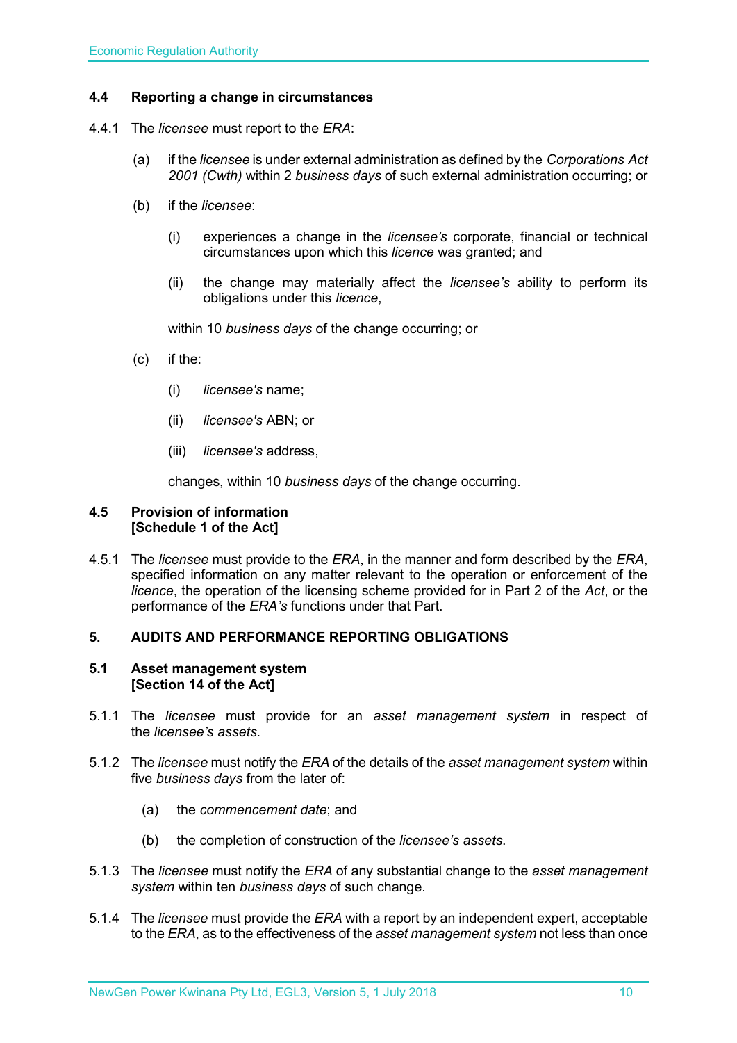### 4.4 Reporting a change in circumstances

4.4.1 The *licensee* must report to the *ERA*:

(a) if the *licensee* is under external administration as defined by the *Corporations Act 2001 (Cwth)* within 2 *business days* of such external administration occurring; or

(b) if the *licensee*:

(i) experiences a change in the *licensee's* corporate, financial or technical circumstances upon which this *licence* was granted; and

(ii) the change may materially affect the *licensee's* ability to perform its obligations under this *licence*,

within 10 *business days* of the change occurring; or

(c) if the:

(i) *licensee's* name;

(ii) *licensee's* ABN; or

(iii) *licensee's* address,

changes, within 10 *business days* of the change occurring.

### 4.5 Provision of information [Schedule 1 of the Act]

4.5.1 The *licensee* must provide to the *ERA*, in the manner and form described by the *ERA*, specified information on any matter relevant to the operation or enforcement of the *licence*, the operation of the licensing scheme provided for in Part 2 of the *Act*, or the performance of the *ERA's* functions under that Part.

## 5. AUDITS AND PERFORMANCE REPORTING OBLIGATIONS

### 5.1 Asset management system [Section 14 of the Act]

5.1.1 The *licensee* must provide for an *asset management system* in respect of the *licensee's assets*.

5.1.2 The *licensee* must notify the *ERA* of the details of the *asset management system* within five *business days* from the later of:

(a) the *commencement date*; and

(b) the completion of construction of the *licensee's assets*.

5.1.3 The *licensee* must notify the *ERA* of any substantial change to the *asset management system* within ten *business days* of such change.

5.1.4 The *licensee* must provide the *ERA* with a report by an independent expert, acceptable to the *ERA*, as to the effectiveness of the *asset management system* not less than once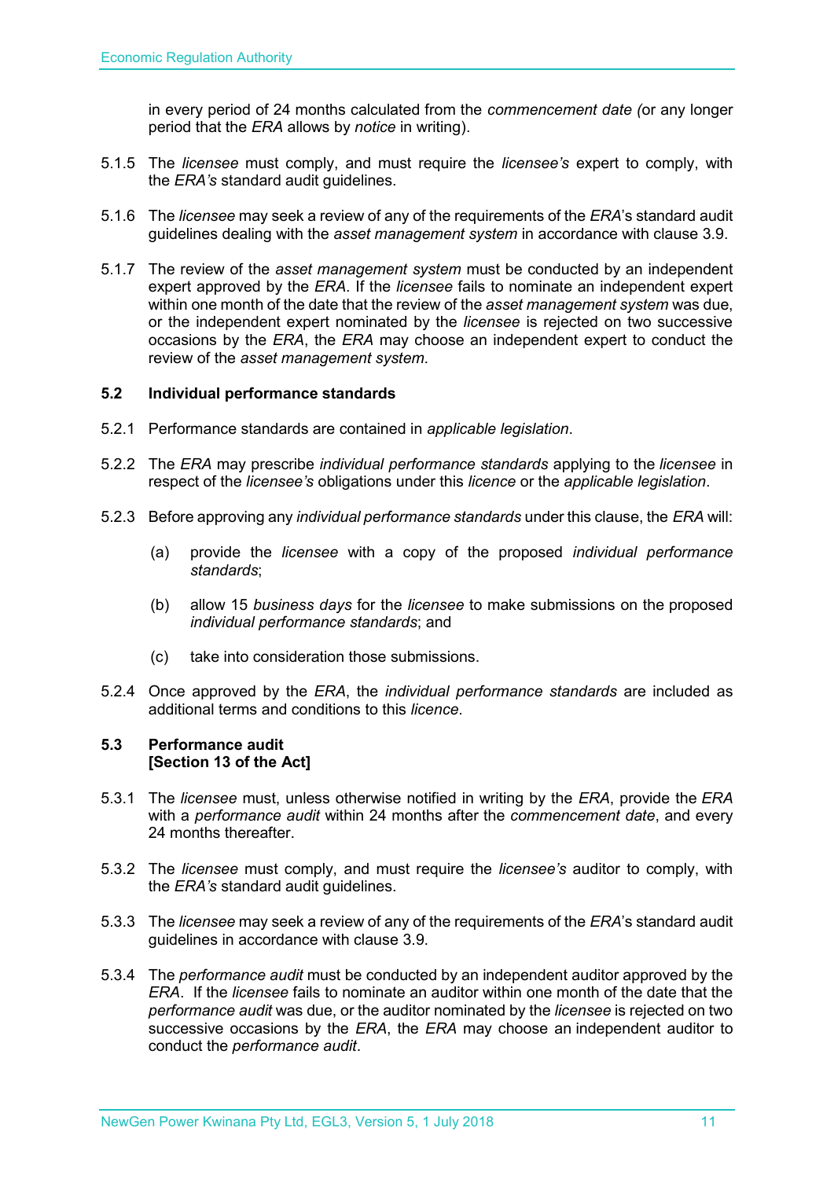in every period of 24 months calculated from the *commencement date (*or any longer period that the *ERA* allows by *notice* in writing).

5.1.5 The *licensee* must comply, and must require the *licensee's* expert to comply, with the *ERA's* standard audit guidelines.

5.1.6 The *licensee* may seek a review of any of the requirements of the *ERA*'s standard audit guidelines dealing with the *asset management system* in accordance with clause 3.9.

5.1.7 The review of the *asset management system* must be conducted by an independent expert approved by the *ERA*. If the *licensee* fails to nominate an independent expert within one month of the date that the review of the *asset management system* was due, or the independent expert nominated by the *licensee* is rejected on two successive occasions by the *ERA*, the *ERA* may choose an independent expert to conduct the review of the *asset management system*.

### 5.2 Individual performance standards

5.2.1 Performance standards are contained in *applicable legislation*.

5.2.2 The *ERA* may prescribe *individual performance standards* applying to the *licensee* in respect of the *licensee's* obligations under this *licence* or the *applicable legislation*.

5.2.3 Before approving any *individual performance standards* under this clause, the *ERA* will:

(a) provide the *licensee* with a copy of the proposed *individual performance standards*;

(b) allow 15 *business days* for the *licensee* to make submissions on the proposed *individual performance standards*; and

(c) take into consideration those submissions.

5.2.4 Once approved by the *ERA*, the *individual performance standards* are included as additional terms and conditions to this *licence*.

### 5.3 Performance audit
**[Section 13 of the Act]**

5.3.1 The *licensee* must, unless otherwise notified in writing by the *ERA*, provide the *ERA* with a *performance audit* within 24 months after the *commencement date*, and every 24 months thereafter.

5.3.2 The *licensee* must comply, and must require the *licensee's* auditor to comply, with the *ERA's* standard audit guidelines.

5.3.3 The *licensee* may seek a review of any of the requirements of the *ERA*'s standard audit guidelines in accordance with clause 3.9.

5.3.4 The *performance audit* must be conducted by an independent auditor approved by the *ERA*. If the *licensee* fails to nominate an auditor within one month of the date that the *performance audit* was due, or the auditor nominated by the *licensee* is rejected on two successive occasions by the *ERA*, the *ERA* may choose an independent auditor to conduct the *performance audit*.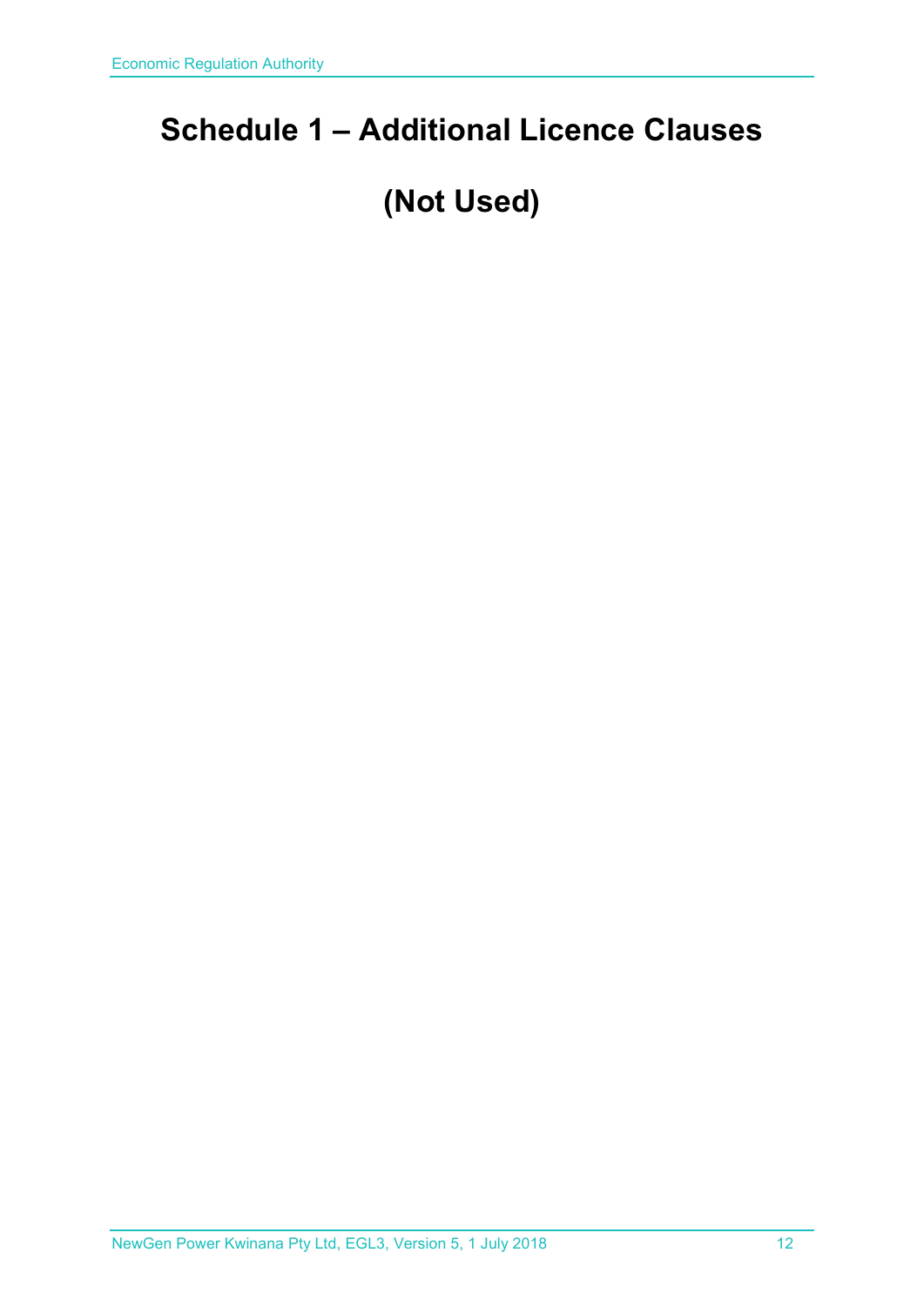# Schedule 1 – Additional Licence Clauses

# (Not Used)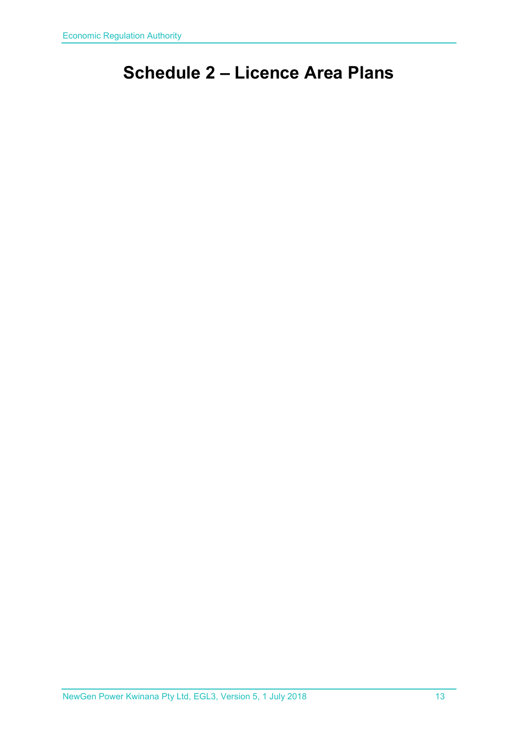# Schedule 2 – Licence Area Plans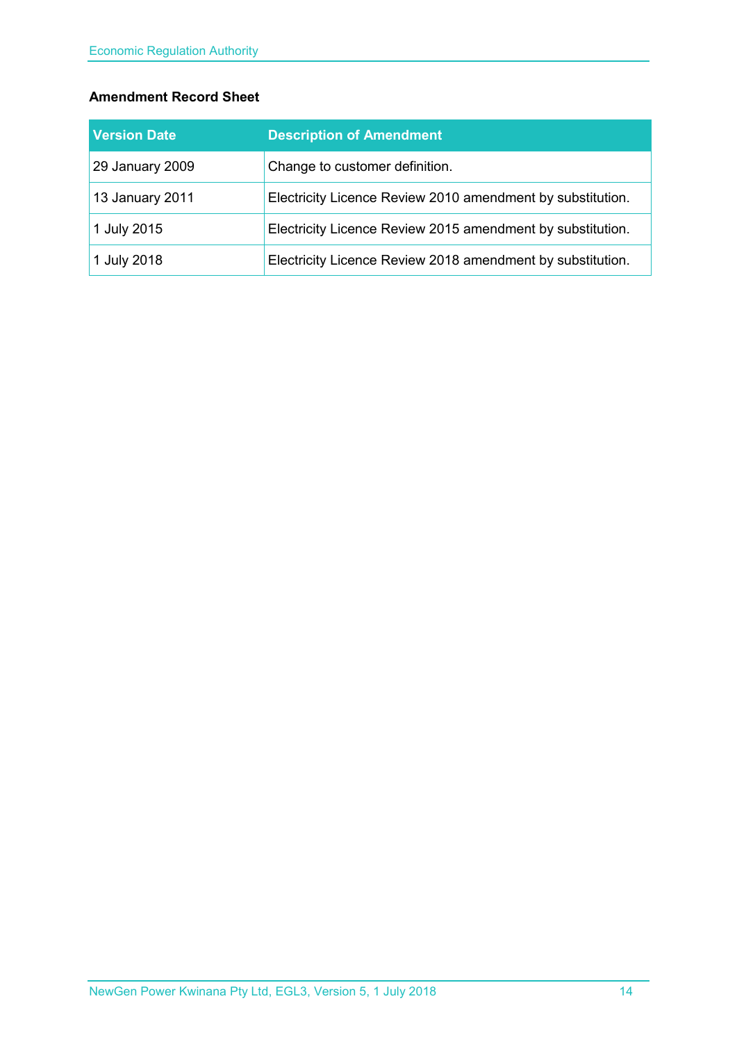**Amendment Record Sheet**

| Version Date | Description of Amendment |
|---|---|
| 29 January 2009 | Change to customer definition. |
| 13 January 2011 | Electricity Licence Review 2010 amendment by substitution. |
| 1 July 2015 | Electricity Licence Review 2015 amendment by substitution. |
| 1 July 2018 | Electricity Licence Review 2018 amendment by substitution. |